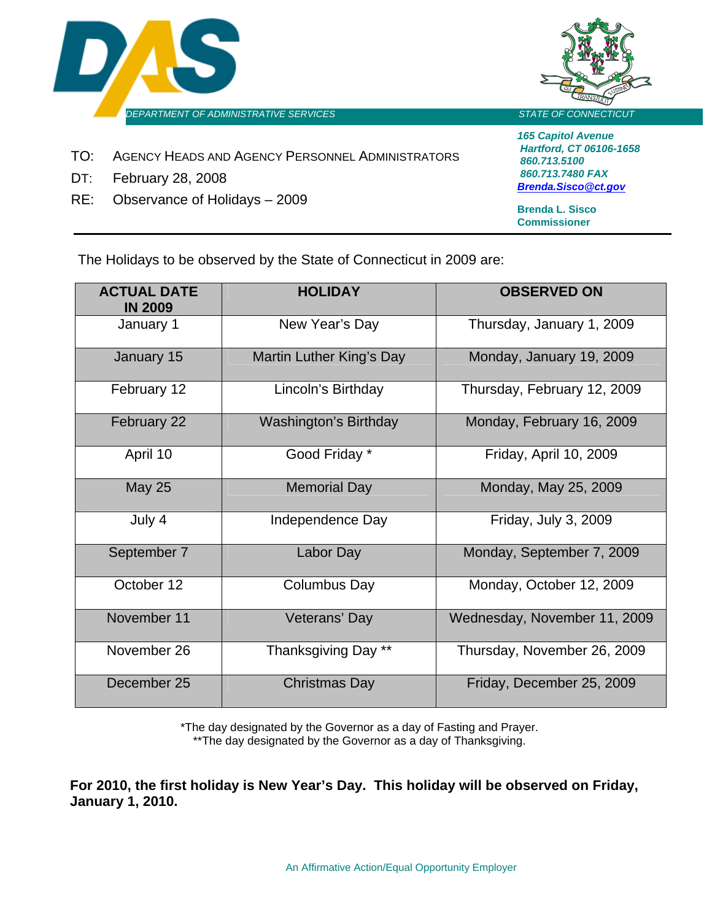DEPARTMENT OF ADMINISTRATIVE SERVICES

STATE OF CONNECTICUT

*165 Capitol Avenue*
*Hartford, CT 06106-1658*
*860.713.5100*
*860.713.7480 FAX*
*Brenda.Sisco@ct.gov*

**Brenda L. Sisco**
**Commissioner**

TO: AGENCY HEADS AND AGENCY PERSONNEL ADMINISTRATORS

DT: February 28, 2008

RE: Observance of Holidays – 2009

---

The Holidays to be observed by the State of Connecticut in 2009 are:

| ACTUAL DATE IN 2009 | HOLIDAY | OBSERVED ON |
|---|---|---|
| January 1 | New Year's Day | Thursday, January 1, 2009 |
| January 15 | Martin Luther King's Day | Monday, January 19, 2009 |
| February 12 | Lincoln's Birthday | Thursday, February 12, 2009 |
| February 22 | Washington's Birthday | Monday, February 16, 2009 |
| April 10 | Good Friday * | Friday, April 10, 2009 |
| May 25 | Memorial Day | Monday, May 25, 2009 |
| July 4 | Independence Day | Friday, July 3, 2009 |
| September 7 | Labor Day | Monday, September 7, 2009 |
| October 12 | Columbus Day | Monday, October 12, 2009 |
| November 11 | Veterans' Day | Wednesday, November 11, 2009 |
| November 26 | Thanksgiving Day ** | Thursday, November 26, 2009 |
| December 25 | Christmas Day | Friday, December 25, 2009 |

*The day designated by the Governor as a day of Fasting and Prayer.
**The day designated by the Governor as a day of Thanksgiving.

**For 2010, the first holiday is New Year's Day. This holiday will be observed on Friday, January 1, 2010.**

An Affirmative Action/Equal Opportunity Employer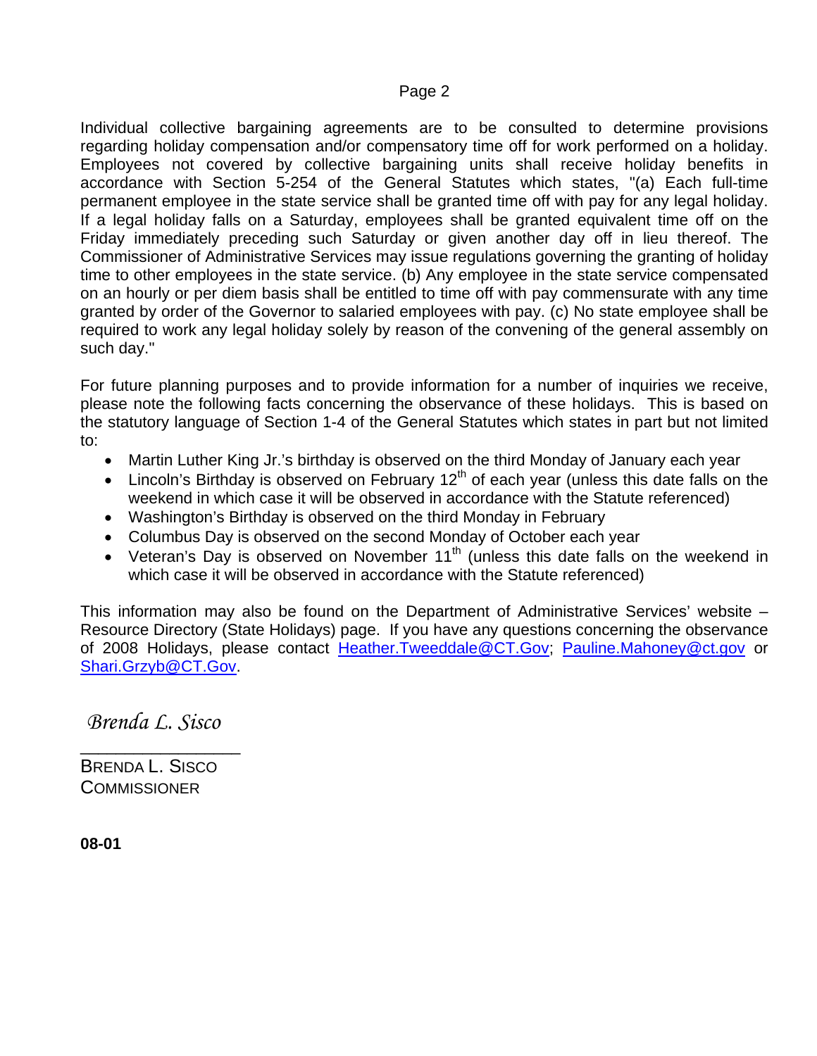Individual collective bargaining agreements are to be consulted to determine provisions regarding holiday compensation and/or compensatory time off for work performed on a holiday. Employees not covered by collective bargaining units shall receive holiday benefits in accordance with Section 5-254 of the General Statutes which states, "(a) Each full-time permanent employee in the state service shall be granted time off with pay for any legal holiday. If a legal holiday falls on a Saturday, employees shall be granted equivalent time off on the Friday immediately preceding such Saturday or given another day off in lieu thereof. The Commissioner of Administrative Services may issue regulations governing the granting of holiday time to other employees in the state service. (b) Any employee in the state service compensated on an hourly or per diem basis shall be entitled to time off with pay commensurate with any time granted by order of the Governor to salaried employees with pay. (c) No state employee shall be required to work any legal holiday solely by reason of the convening of the general assembly on such day."

For future planning purposes and to provide information for a number of inquiries we receive, please note the following facts concerning the observance of these holidays. This is based on the statutory language of Section 1-4 of the General Statutes which states in part but not limited to:

- Martin Luther King Jr.'s birthday is observed on the third Monday of January each year
- Lincoln's Birthday is observed on February 12th of each year (unless this date falls on the weekend in which case it will be observed in accordance with the Statute referenced)
- Washington's Birthday is observed on the third Monday in February
- Columbus Day is observed on the second Monday of October each year
- Veteran's Day is observed on November 11th (unless this date falls on the weekend in which case it will be observed in accordance with the Statute referenced)

This information may also be found on the Department of Administrative Services' website – Resource Directory (State Holidays) page. If you have any questions concerning the observance of 2008 Holidays, please contact Heather.Tweeddale@CT.Gov; Pauline.Mahoney@ct.gov or Shari.Grzyb@CT.Gov.

*Brenda L. Sisco*

BRENDA L. SISCO
COMMISSIONER

**08-01**